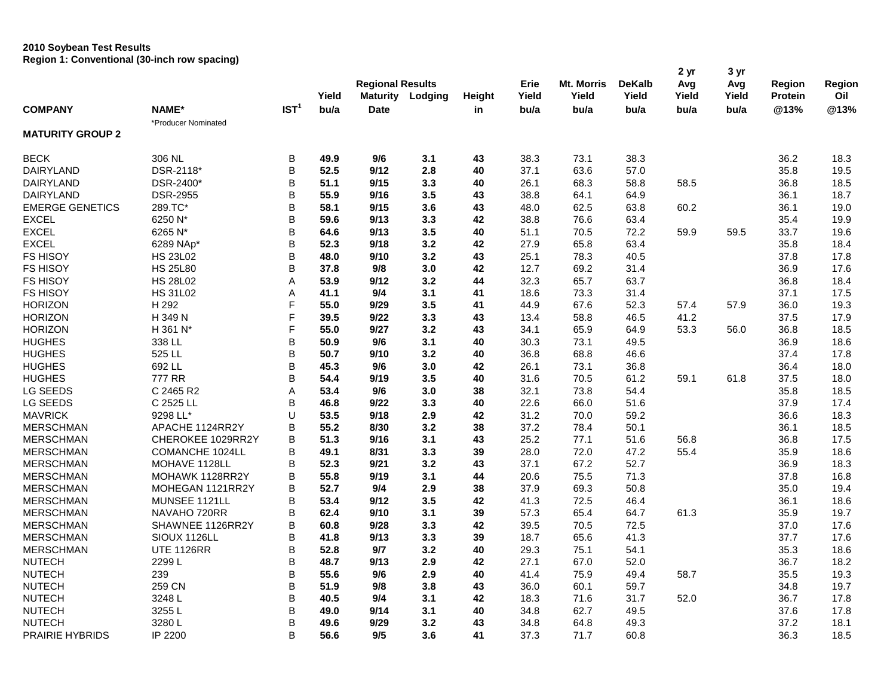**2010 Soybean Test Results**
**Region 1: Conventional (30-inch row spacing)**

| COMPANY | NAME* | IST[1] | Yield bu/a | Regional Results Maturity Date | Lodging | Height in | Erie Yield bu/a | Mt. Morris Yield bu/a | DeKalb Yield bu/a | 2 yr Avg Yield bu/a | 3 yr Avg Yield bu/a | Region Protein @13% | Region Oil @13% |
|---|---|---|---|---|---|---|---|---|---|---|---|---|---|
| | *Producer Nominated | | | | | | | | | | | | |
| **MATURITY GROUP 2** | | | | | | | | | | | | | |
| BECK | 306 NL | B | **49.9** | **9/6** | **3.1** | **43** | 38.3 | 73.1 | 38.3 | | | 36.2 | 18.3 |
| DAIRYLAND | DSR-2118* | B | **52.5** | **9/12** | **2.8** | **40** | 37.1 | 63.6 | 57.0 | | | 35.8 | 19.5 |
| DAIRYLAND | DSR-2400* | B | **51.1** | **9/15** | **3.3** | **40** | 26.1 | 68.3 | 58.8 | 58.5 | | 36.8 | 18.5 |
| DAIRYLAND | DSR-2955 | B | **55.9** | **9/16** | **3.5** | **43** | 38.8 | 64.1 | 64.9 | | | 36.1 | 18.7 |
| EMERGE GENETICS | 289.TC* | B | **58.1** | **9/15** | **3.6** | **43** | 48.0 | 62.5 | 63.8 | 60.2 | | 36.1 | 19.0 |
| EXCEL | 6250 N* | B | **59.6** | **9/13** | **3.3** | **42** | 38.8 | 76.6 | 63.4 | | | 35.4 | 19.9 |
| EXCEL | 6265 N* | B | **64.6** | **9/13** | **3.5** | **40** | 51.1 | 70.5 | 72.2 | 59.9 | 59.5 | 33.7 | 19.6 |
| EXCEL | 6289 NAp* | B | **52.3** | **9/18** | **3.2** | **42** | 27.9 | 65.8 | 63.4 | | | 35.8 | 18.4 |
| FS HISOY | HS 23L02 | B | **48.0** | **9/10** | **3.2** | **43** | 25.1 | 78.3 | 40.5 | | | 37.8 | 17.8 |
| FS HISOY | HS 25L80 | B | **37.8** | **9/8** | **3.0** | **42** | 12.7 | 69.2 | 31.4 | | | 36.9 | 17.6 |
| FS HISOY | HS 28L02 | A | **53.9** | **9/12** | **3.2** | **44** | 32.3 | 65.7 | 63.7 | | | 36.8 | 18.4 |
| FS HISOY | HS 31L02 | A | **41.1** | **9/4** | **3.1** | **41** | 18.6 | 73.3 | 31.4 | | | 37.1 | 17.5 |
| HORIZON | H 292 | F | **55.0** | **9/29** | **3.5** | **41** | 44.9 | 67.6 | 52.3 | 57.4 | 57.9 | 36.0 | 19.3 |
| HORIZON | H 349 N | F | **39.5** | **9/22** | **3.3** | **43** | 13.4 | 58.8 | 46.5 | 41.2 | | 37.5 | 17.9 |
| HORIZON | H 361 N* | F | **55.0** | **9/27** | **3.2** | **43** | 34.1 | 65.9 | 64.9 | 53.3 | 56.0 | 36.8 | 18.5 |
| HUGHES | 338 LL | B | **50.9** | **9/6** | **3.1** | **40** | 30.3 | 73.1 | 49.5 | | | 36.9 | 18.6 |
| HUGHES | 525 LL | B | **50.7** | **9/10** | **3.2** | **40** | 36.8 | 68.8 | 46.6 | | | 37.4 | 17.8 |
| HUGHES | 692 LL | B | **45.3** | **9/6** | **3.0** | **42** | 26.1 | 73.1 | 36.8 | | | 36.4 | 18.0 |
| HUGHES | 777 RR | B | **54.4** | **9/19** | **3.5** | **40** | 31.6 | 70.5 | 61.2 | 59.1 | 61.8 | 37.5 | 18.0 |
| LG SEEDS | C 2465 R2 | A | **53.4** | **9/6** | **3.0** | **38** | 32.1 | 73.8 | 54.4 | | | 35.8 | 18.5 |
| LG SEEDS | C 2525 LL | B | **46.8** | **9/22** | **3.3** | **40** | 22.6 | 66.0 | 51.6 | | | 37.9 | 17.4 |
| MAVRICK | 9298 LL* | U | **53.5** | **9/18** | **2.9** | **42** | 31.2 | 70.0 | 59.2 | | | 36.6 | 18.3 |
| MERSCHMAN | APACHE 1124RR2Y | B | **55.2** | **8/30** | **3.2** | **38** | 37.2 | 78.4 | 50.1 | | | 36.1 | 18.5 |
| MERSCHMAN | CHEROKEE 1029RR2Y | B | **51.3** | **9/16** | **3.1** | **43** | 25.2 | 77.1 | 51.6 | 56.8 | | 36.8 | 17.5 |
| MERSCHMAN | COMANCHE 1024LL | B | **49.1** | **8/31** | **3.3** | **39** | 28.0 | 72.0 | 47.2 | 55.4 | | 35.9 | 18.6 |
| MERSCHMAN | MOHAVE 1128LL | B | **52.3** | **9/21** | **3.2** | **43** | 37.1 | 67.2 | 52.7 | | | 36.9 | 18.3 |
| MERSCHMAN | MOHAWK 1128RR2Y | B | **55.8** | **9/19** | **3.1** | **44** | 20.6 | 75.5 | 71.3 | | | 37.8 | 16.8 |
| MERSCHMAN | MOHEGAN 1121RR2Y | B | **52.7** | **9/4** | **2.9** | **38** | 37.9 | 69.3 | 50.8 | | | 35.0 | 19.4 |
| MERSCHMAN | MUNSEE 1121LL | B | **53.4** | **9/12** | **3.5** | **42** | 41.3 | 72.5 | 46.4 | | | 36.1 | 18.6 |
| MERSCHMAN | NAVAHO 720RR | B | **62.4** | **9/10** | **3.1** | **39** | 57.3 | 65.4 | 64.7 | 61.3 | | 35.9 | 19.7 |
| MERSCHMAN | SHAWNEE 1126RR2Y | B | **60.8** | **9/28** | **3.3** | **42** | 39.5 | 70.5 | 72.5 | | | 37.0 | 17.6 |
| MERSCHMAN | SIOUX 1126LL | B | **41.8** | **9/13** | **3.3** | **39** | 18.7 | 65.6 | 41.3 | | | 37.7 | 17.6 |
| MERSCHMAN | UTE 1126RR | B | **52.8** | **9/7** | **3.2** | **40** | 29.3 | 75.1 | 54.1 | | | 35.3 | 18.6 |
| NUTECH | 2299 L | B | **48.7** | **9/13** | **2.9** | **42** | 27.1 | 67.0 | 52.0 | | | 36.7 | 18.2 |
| NUTECH | 239 | B | **55.6** | **9/6** | **2.9** | **40** | 41.4 | 75.9 | 49.4 | 58.7 | | 35.5 | 19.3 |
| NUTECH | 259 CN | B | **51.9** | **9/8** | **3.8** | **43** | 36.0 | 60.1 | 59.7 | | | 34.8 | 19.7 |
| NUTECH | 3248 L | B | **40.5** | **9/4** | **3.1** | **42** | 18.3 | 71.6 | 31.7 | 52.0 | | 36.7 | 17.8 |
| NUTECH | 3255 L | B | **49.0** | **9/14** | **3.1** | **40** | 34.8 | 62.7 | 49.5 | | | 37.6 | 17.8 |
| NUTECH | 3280 L | B | **49.6** | **9/29** | **3.2** | **43** | 34.8 | 64.8 | 49.3 | | | 37.2 | 18.1 |
| PRAIRIE HYBRIDS | IP 2200 | B | **56.6** | **9/5** | **3.6** | **41** | 37.3 | 71.7 | 60.8 | | | 36.3 | 18.5 |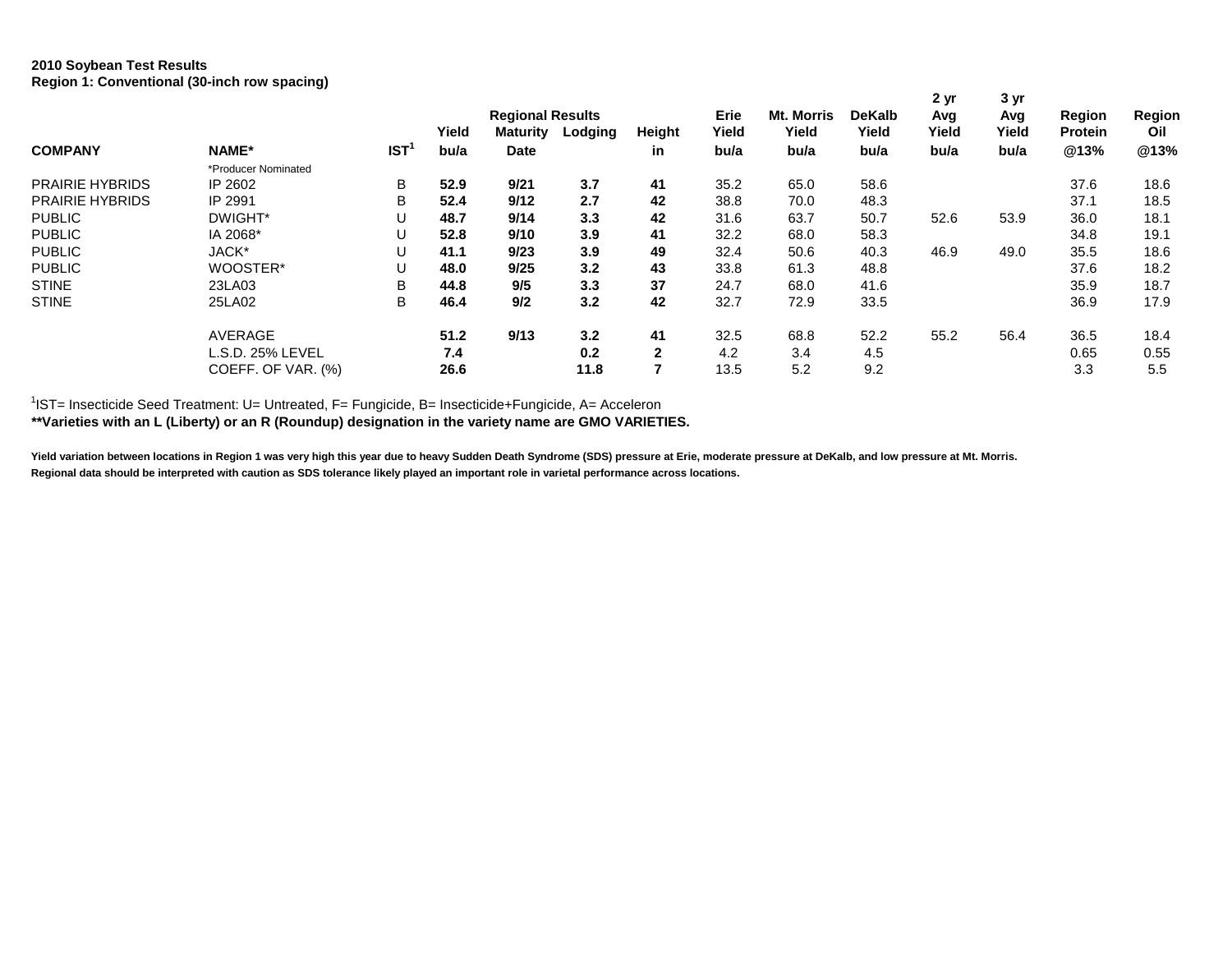**2010 Soybean Test Results**
**Region 1: Conventional (30-inch row spacing)**

| | | | | Regional Results | | | Erie | Mt. Morris | DeKalb | 2 yr Avg | 3 yr Avg | Region | Region |
|---|---|---|---|---|---|---|---|---|---|---|---|---|---|
| | | | Yield | Maturity | Lodging | Height | Yield | Yield | Yield | Yield | Yield | Protein | Oil |
| **COMPANY** | **NAME*** | **IST[1]** | **bu/a** | **Date** | | **in** | **bu/a** | **bu/a** | **bu/a** | **bu/a** | **bu/a** | **@13%** | **@13%** |
| | *Producer Nominated | | | | | | | | | | | | |
| PRAIRIE HYBRIDS | IP 2602 | B | **52.9** | **9/21** | **3.7** | **41** | 35.2 | 65.0 | 58.6 | | | 37.6 | 18.6 |
| PRAIRIE HYBRIDS | IP 2991 | B | **52.4** | **9/12** | **2.7** | **42** | 38.8 | 70.0 | 48.3 | | | 37.1 | 18.5 |
| PUBLIC | DWIGHT* | U | **48.7** | **9/14** | **3.3** | **42** | 31.6 | 63.7 | 50.7 | 52.6 | 53.9 | 36.0 | 18.1 |
| PUBLIC | IA 2068* | U | **52.8** | **9/10** | **3.9** | **41** | 32.2 | 68.0 | 58.3 | | | 34.8 | 19.1 |
| PUBLIC | JACK* | U | **41.1** | **9/23** | **3.9** | **49** | 32.4 | 50.6 | 40.3 | 46.9 | 49.0 | 35.5 | 18.6 |
| PUBLIC | WOOSTER* | U | **48.0** | **9/25** | **3.2** | **43** | 33.8 | 61.3 | 48.8 | | | 37.6 | 18.2 |
| STINE | 23LA03 | B | **44.8** | **9/5** | **3.3** | **37** | 24.7 | 68.0 | 41.6 | | | 35.9 | 18.7 |
| STINE | 25LA02 | B | **46.4** | **9/2** | **3.2** | **42** | 32.7 | 72.9 | 33.5 | | | 36.9 | 17.9 |
| | AVERAGE | | **51.2** | **9/13** | **3.2** | **41** | 32.5 | 68.8 | 52.2 | 55.2 | 56.4 | 36.5 | 18.4 |
| | L.S.D. 25% LEVEL | | **7.4** | | **0.2** | **2** | 4.2 | 3.4 | 4.5 | | | 0.65 | 0.55 |
| | COEFF. OF VAR. (%) | | **26.6** | | **11.8** | **7** | 13.5 | 5.2 | 9.2 | | | 3.3 | 5.5 |

[1]IST= Insecticide Seed Treatment: U= Untreated, F= Fungicide, B= Insecticide+Fungicide, A= Acceleron

**Varieties with an L (Liberty) or an R (Roundup) designation in the variety name are GMO VARIETIES.**

**Yield variation between locations in Region 1 was very high this year due to heavy Sudden Death Syndrome (SDS) pressure at Erie, moderate pressure at DeKalb, and low pressure at Mt. Morris. Regional data should be interpreted with caution as SDS tolerance likely played an important role in varietal performance across locations.**